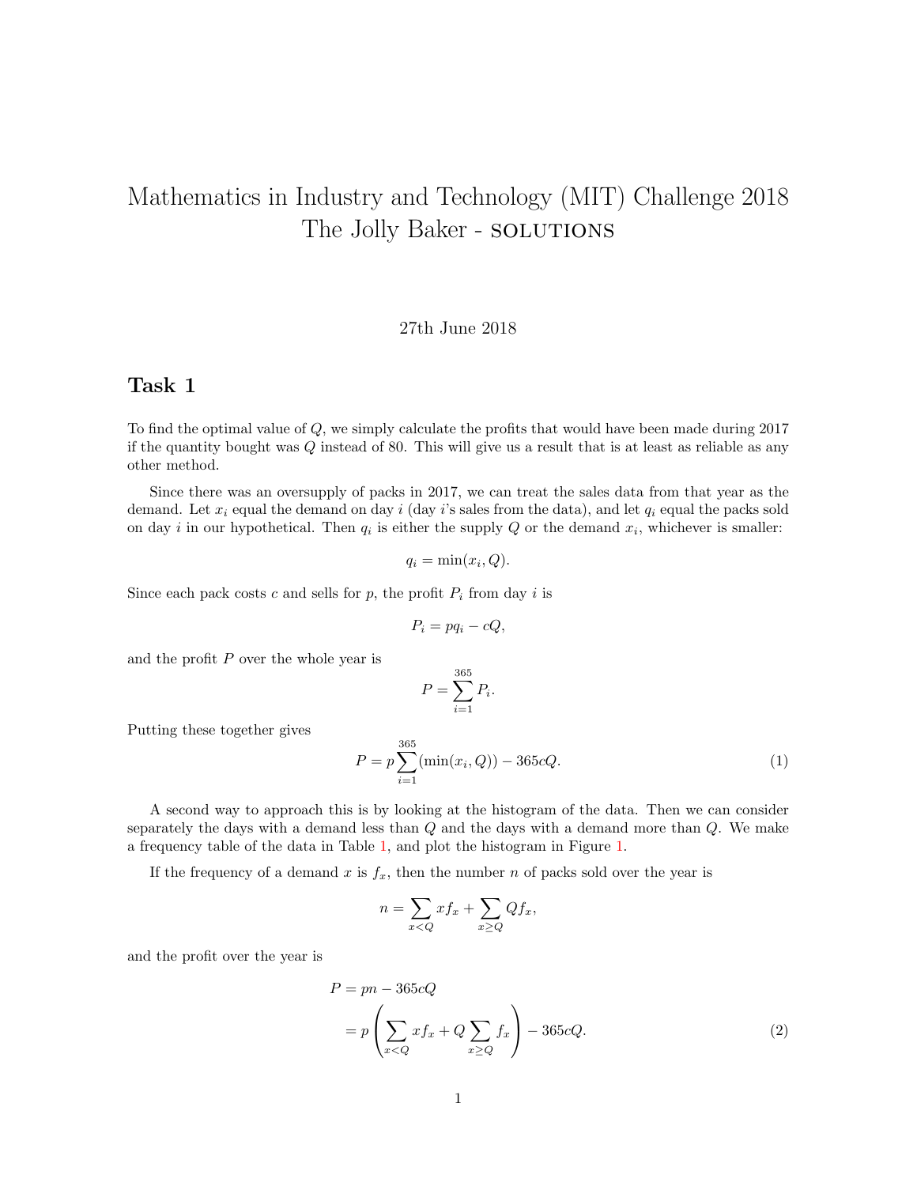# Mathematics in Industry and Technology (MIT) Challenge 2018
# The Jolly Baker - SOLUTIONS

27th June 2018

## Task 1

To find the optimal value of $Q$, we simply calculate the profits that would have been made during 2017 if the quantity bought was $Q$ instead of 80. This will give us a result that is at least as reliable as any other method.

Since there was an oversupply of packs in 2017, we can treat the sales data from that year as the demand. Let $x_i$ equal the demand on day $i$ (day $i$'s sales from the data), and let $q_i$ equal the packs sold on day $i$ in our hypothetical. Then $q_i$ is either the supply $Q$ or the demand $x_i$, whichever is smaller:

$$q_i = \min(x_i, Q).$$

Since each pack costs $c$ and sells for $p$, the profit $P_i$ from day $i$ is

$$P_i = pq_i - cQ,$$

and the profit $P$ over the whole year is

$$P = \sum_{i=1}^{365} P_i.$$

Putting these together gives

$$P = p \sum_{i=1}^{365} (\min(x_i, Q)) - 365cQ. \tag{1}$$

A second way to approach this is by looking at the histogram of the data. Then we can consider separately the days with a demand less than $Q$ and the days with a demand more than $Q$. We make a frequency table of the data in Table 1, and plot the histogram in Figure 1.

If the frequency of a demand $x$ is $f_x$, then the number $n$ of packs sold over the year is

$$n = \sum_{x<Q} x f_x + \sum_{x \geq Q} Q f_x,$$

and the profit over the year is

$$\begin{aligned} P &= pn - 365cQ \\ &= p \left( \sum_{x<Q} x f_x + Q \sum_{x \geq Q} f_x \right) - 365cQ. \end{aligned} \tag{2}$$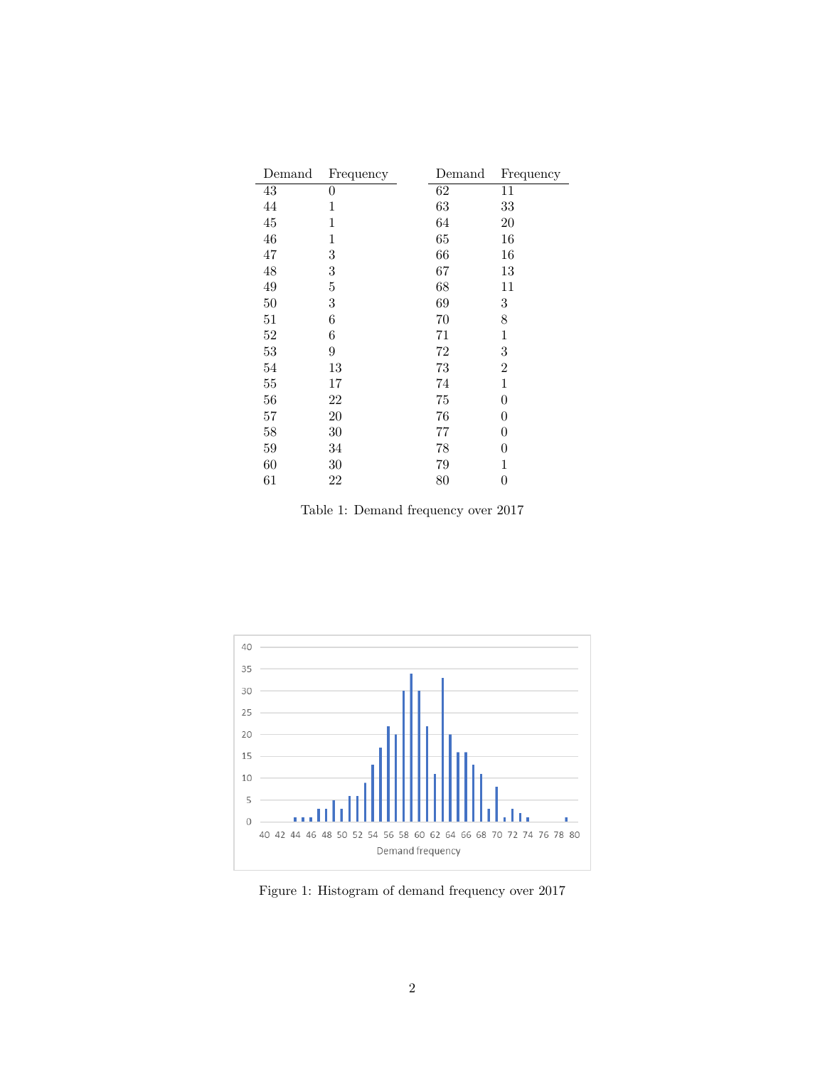| Demand | Frequency | Demand | Frequency |
|---|---|---|---|
| 43 | 0 | 62 | 11 |
| 44 | 1 | 63 | 33 |
| 45 | 1 | 64 | 20 |
| 46 | 1 | 65 | 16 |
| 47 | 3 | 66 | 16 |
| 48 | 3 | 67 | 13 |
| 49 | 5 | 68 | 11 |
| 50 | 3 | 69 | 3 |
| 51 | 6 | 70 | 8 |
| 52 | 6 | 71 | 1 |
| 53 | 9 | 72 | 3 |
| 54 | 13 | 73 | 2 |
| 55 | 17 | 74 | 1 |
| 56 | 22 | 75 | 0 |
| 57 | 20 | 76 | 0 |
| 58 | 30 | 77 | 0 |
| 59 | 34 | 78 | 0 |
| 60 | 30 | 79 | 1 |
| 61 | 22 | 80 | 0 |

Table 1: Demand frequency over 2017

40
35
30
25
20
15
10
5
0
40 42 44 46 48 50 52 54 56 58 60 62 64 66 68 70 72 74 76 78 80
Demand frequency

Figure 1: Histogram of demand frequency over 2017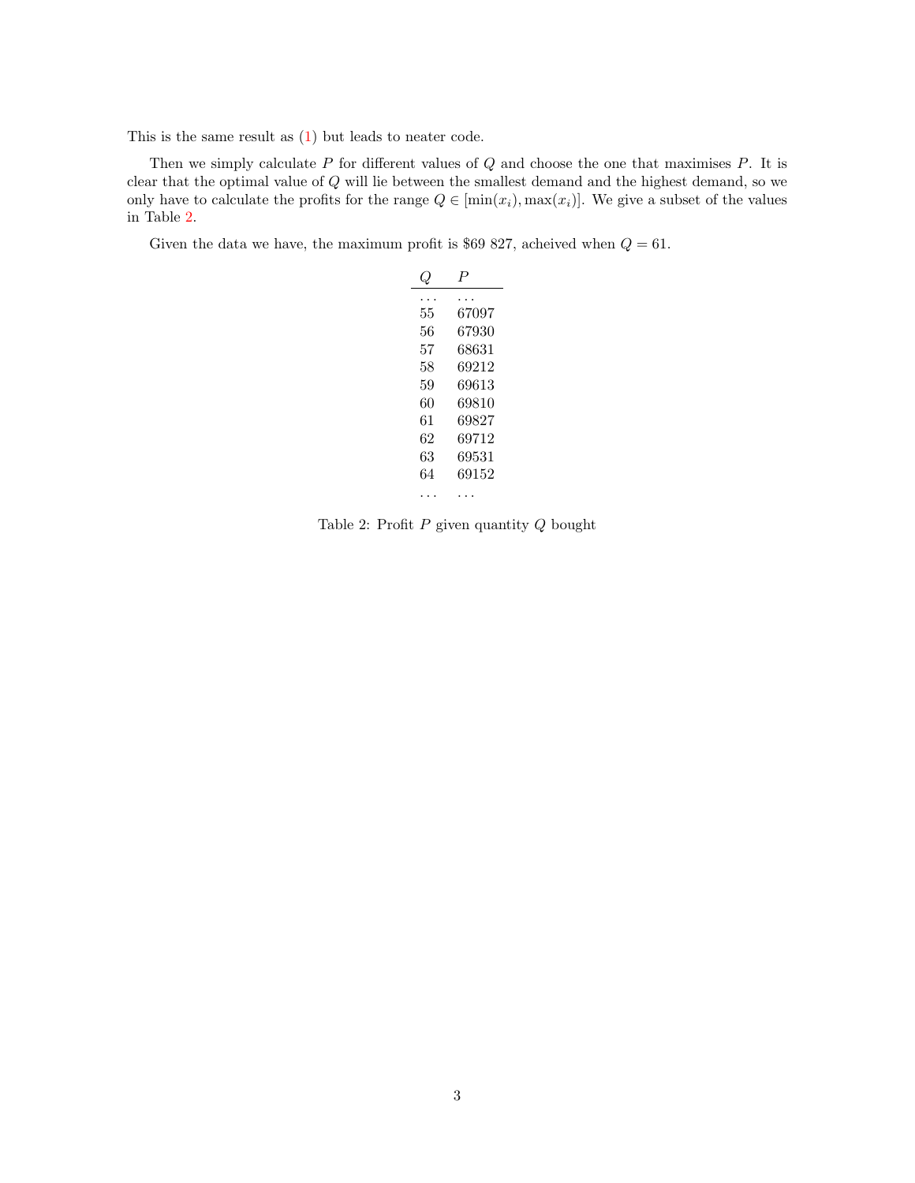This is the same result as (1) but leads to neater code.

Then we simply calculate $P$ for different values of $Q$ and choose the one that maximises $P$. It is clear that the optimal value of $Q$ will lie between the smallest demand and the highest demand, so we only have to calculate the profits for the range $Q \in [\min(x_i), \max(x_i)]$. We give a subset of the values in Table 2.

Given the data we have, the maximum profit is $69 827, acheived when $Q = 61$.

| $Q$ | $P$ |
|---|---|
| ... | ... |
| 55 | 67097 |
| 56 | 67930 |
| 57 | 68631 |
| 58 | 69212 |
| 59 | 69613 |
| 60 | 69810 |
| 61 | 69827 |
| 62 | 69712 |
| 63 | 69531 |
| 64 | 69152 |
| ... | ... |

Table 2: Profit $P$ given quantity $Q$ bought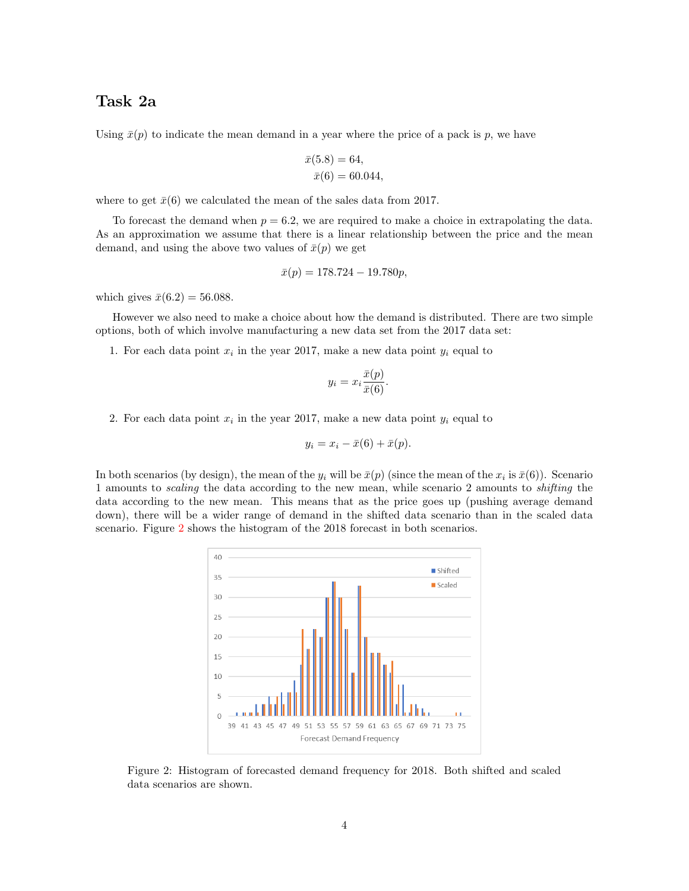## Task 2a

Using $\bar{x}(p)$ to indicate the mean demand in a year where the price of a pack is $p$, we have

$$\bar{x}(5.8) = 64,$$
$$\bar{x}(6) = 60.044,$$

where to get $\bar{x}(6)$ we calculated the mean of the sales data from 2017.

To forecast the demand when $p = 6.2$, we are required to make a choice in extrapolating the data. As an approximation we assume that there is a linear relationship between the price and the mean demand, and using the above two values of $\bar{x}(p)$ we get

$$\bar{x}(p) = 178.724 - 19.780p,$$

which gives $\bar{x}(6.2) = 56.088$.

However we also need to make a choice about how the demand is distributed. There are two simple options, both of which involve manufacturing a new data set from the 2017 data set:

1. For each data point $x_i$ in the year 2017, make a new data point $y_i$ equal to

$$y_i = x_i \frac{\bar{x}(p)}{\bar{x}(6)}.$$

2. For each data point $x_i$ in the year 2017, make a new data point $y_i$ equal to

$$y_i = x_i - \bar{x}(6) + \bar{x}(p).$$

In both scenarios (by design), the mean of the $y_i$ will be $\bar{x}(p)$ (since the mean of the $x_i$ is $\bar{x}(6)$). Scenario 1 amounts to *scaling* the data according to the new mean, while scenario 2 amounts to *shifting* the data according to the new mean. This means that as the price goes up (pushing average demand down), there will be a wider range of demand in the shifted data scenario than in the scaled data scenario. Figure 2 shows the histogram of the 2018 forecast in both scenarios.

40
35
30
25
20
15
10
5
0
39 41 43 45 47 49 51 53 55 57 59 61 63 65 67 69 71 73 75
Forecast Demand Frequency
Shifted
Scaled

Figure 2: Histogram of forecasted demand frequency for 2018. Both shifted and scaled data scenarios are shown.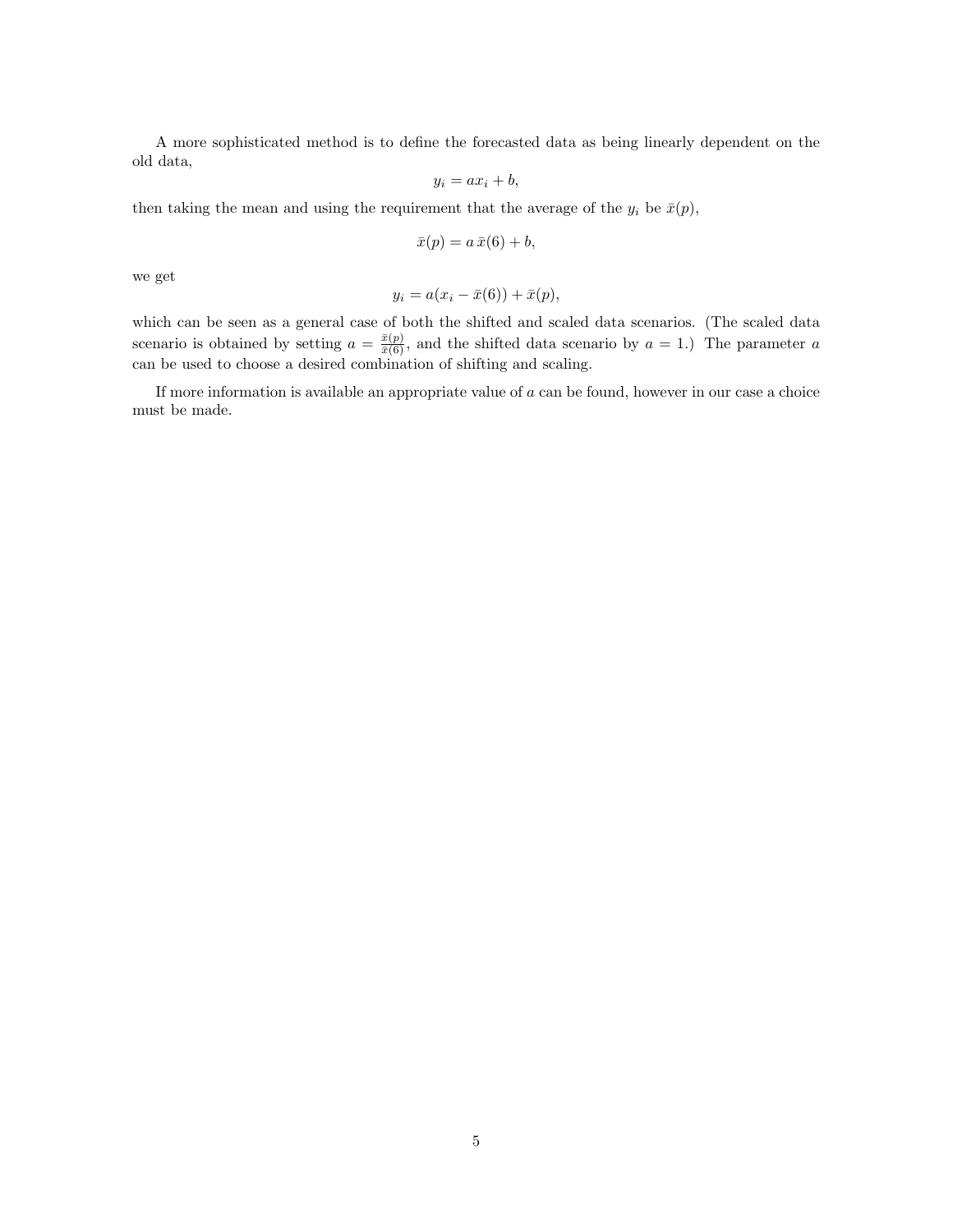A more sophisticated method is to define the forecasted data as being linearly dependent on the old data,

$$y_i = ax_i + b,$$

then taking the mean and using the requirement that the average of the $y_i$ be $\bar{x}(p)$,

$$\bar{x}(p) = a\,\bar{x}(6) + b,$$

we get

$$y_i = a(x_i - \bar{x}(6)) + \bar{x}(p),$$

which can be seen as a general case of both the shifted and scaled data scenarios. (The scaled data scenario is obtained by setting $a = \frac{\bar{x}(p)}{\bar{x}(6)}$, and the shifted data scenario by $a = 1$.) The parameter $a$ can be used to choose a desired combination of shifting and scaling.

If more information is available an appropriate value of $a$ can be found, however in our case a choice must be made.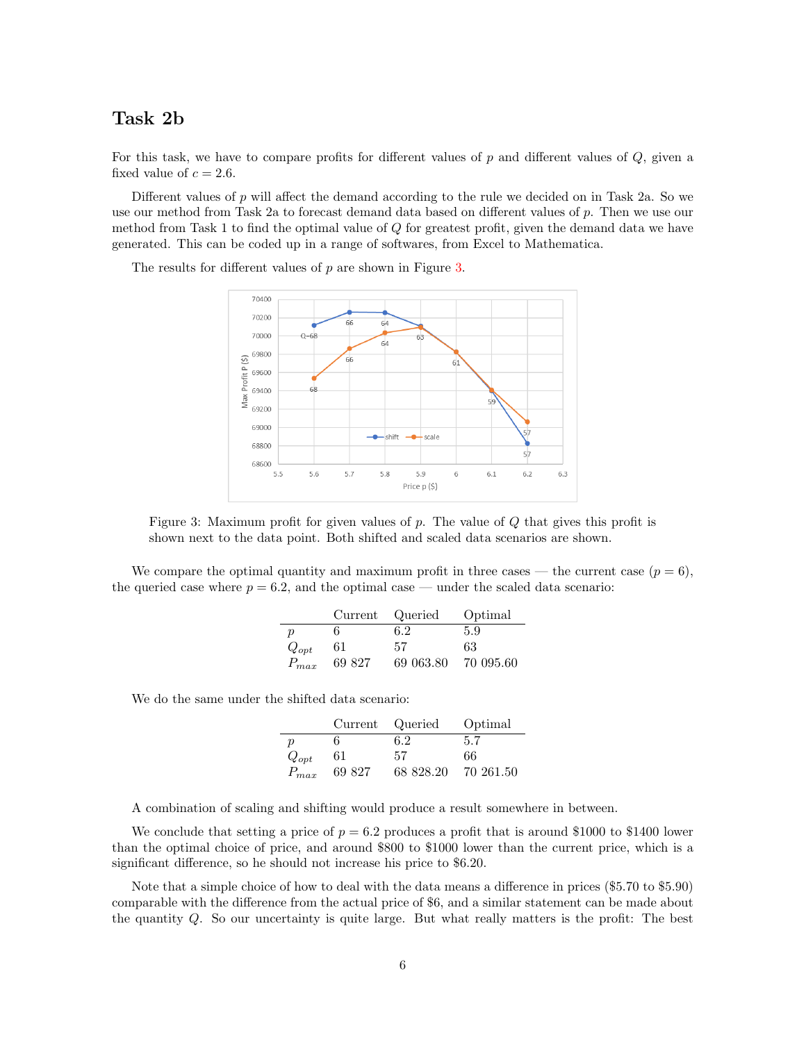## Task 2b

For this task, we have to compare profits for different values of $p$ and different values of $Q$, given a fixed value of $c = 2.6$.

Different values of $p$ will affect the demand according to the rule we decided on in Task 2a. So we use our method from Task 2a to forecast demand data based on different values of $p$. Then we use our method from Task 1 to find the optimal value of $Q$ for greatest profit, given the demand data we have generated. This can be coded up in a range of softwares, from Excel to Mathematica.

The results for different values of $p$ are shown in Figure 3.

70400
70200
70000
69800
69600
69400
69200
69000
68800
68600

Max Profit P ($)

Q=68
66
64
63
61
59
57

68
66
64
57

shift
scale

5.5 5.6 5.7 5.8 5.9 6 6.1 6.2 6.3

Price p ($)

Figure 3: Maximum profit for given values of $p$. The value of $Q$ that gives this profit is shown next to the data point. Both shifted and scaled data scenarios are shown.

We compare the optimal quantity and maximum profit in three cases — the current case ($p = 6$), the queried case where $p = 6.2$, and the optimal case — under the scaled data scenario:

| | Current | Queried | Optimal |
|---|---|---|---|
| $p$ | 6 | 6.2 | 5.9 |
| $Q_{opt}$ | 61 | 57 | 63 |
| $P_{max}$ | 69 827 | 69 063.80 | 70 095.60 |

We do the same under the shifted data scenario:

| | Current | Queried | Optimal |
|---|---|---|---|
| $p$ | 6 | 6.2 | 5.7 |
| $Q_{opt}$ | 61 | 57 | 66 |
| $P_{max}$ | 69 827 | 68 828.20 | 70 261.50 |

A combination of scaling and shifting would produce a result somewhere in between.

We conclude that setting a price of $p = 6.2$ produces a profit that is around \$1000 to \$1400 lower than the optimal choice of price, and around \$800 to \$1000 lower than the current price, which is a significant difference, so he should not increase his price to \$6.20.

Note that a simple choice of how to deal with the data means a difference in prices (\$5.70 to \$5.90) comparable with the difference from the actual price of \$6, and a similar statement can be made about the quantity $Q$. So our uncertainty is quite large. But what really matters is the profit: The best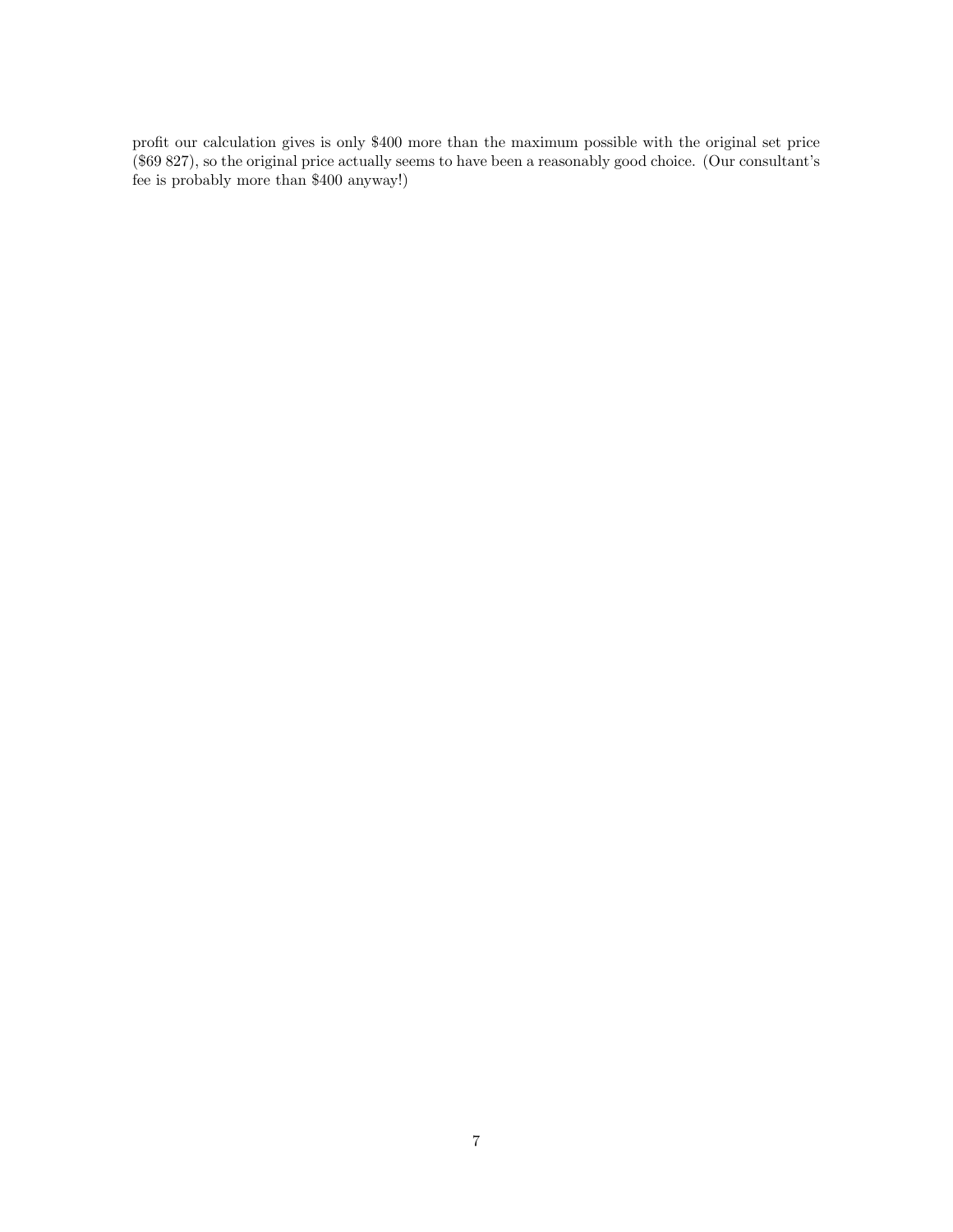profit our calculation gives is only $400 more than the maximum possible with the original set price ($69 827), so the original price actually seems to have been a reasonably good choice. (Our consultant's fee is probably more than $400 anyway!)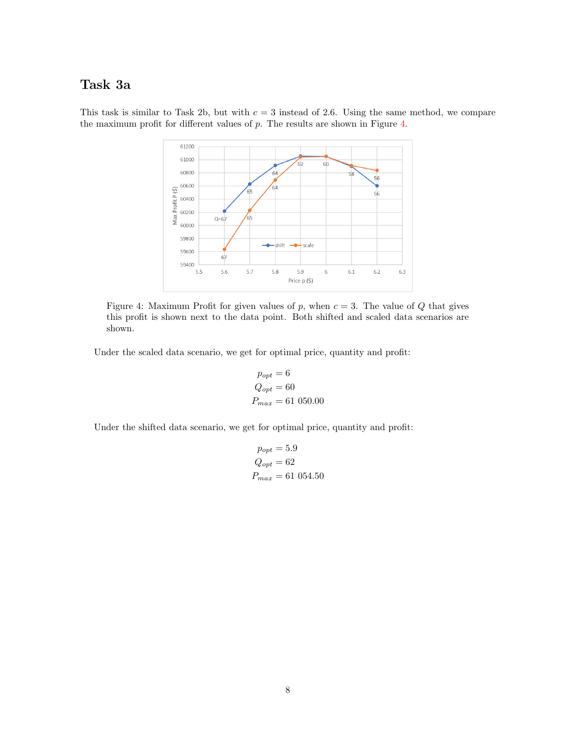## Task 3a

This task is similar to Task 2b, but with $c = 3$ instead of 2.6. Using the same method, we compare the maximum profit for different values of $p$. The results are shown in Figure 4.

61200
61000
60800
60600
60400
60200
60000
59800
59600
59400
Max Profit P ($)
5.5 5.6 5.7 5.8 5.9 6 6.1 6.2 6.3
Price p ($)
shift
scale
Q=67
65
64
62
60
58
56
67
65
64
56

Figure 4: Maximum Profit for given values of $p$, when $c = 3$. The value of $Q$ that gives this profit is shown next to the data point. Both shifted and scaled data scenarios are shown.

Under the scaled data scenario, we get for optimal price, quantity and profit:

$$p_{opt} = 6$$
$$Q_{opt} = 60$$
$$P_{max} = 61\ 050.00$$

Under the shifted data scenario, we get for optimal price, quantity and profit:

$$p_{opt} = 5.9$$
$$Q_{opt} = 62$$
$$P_{max} = 61\ 054.50$$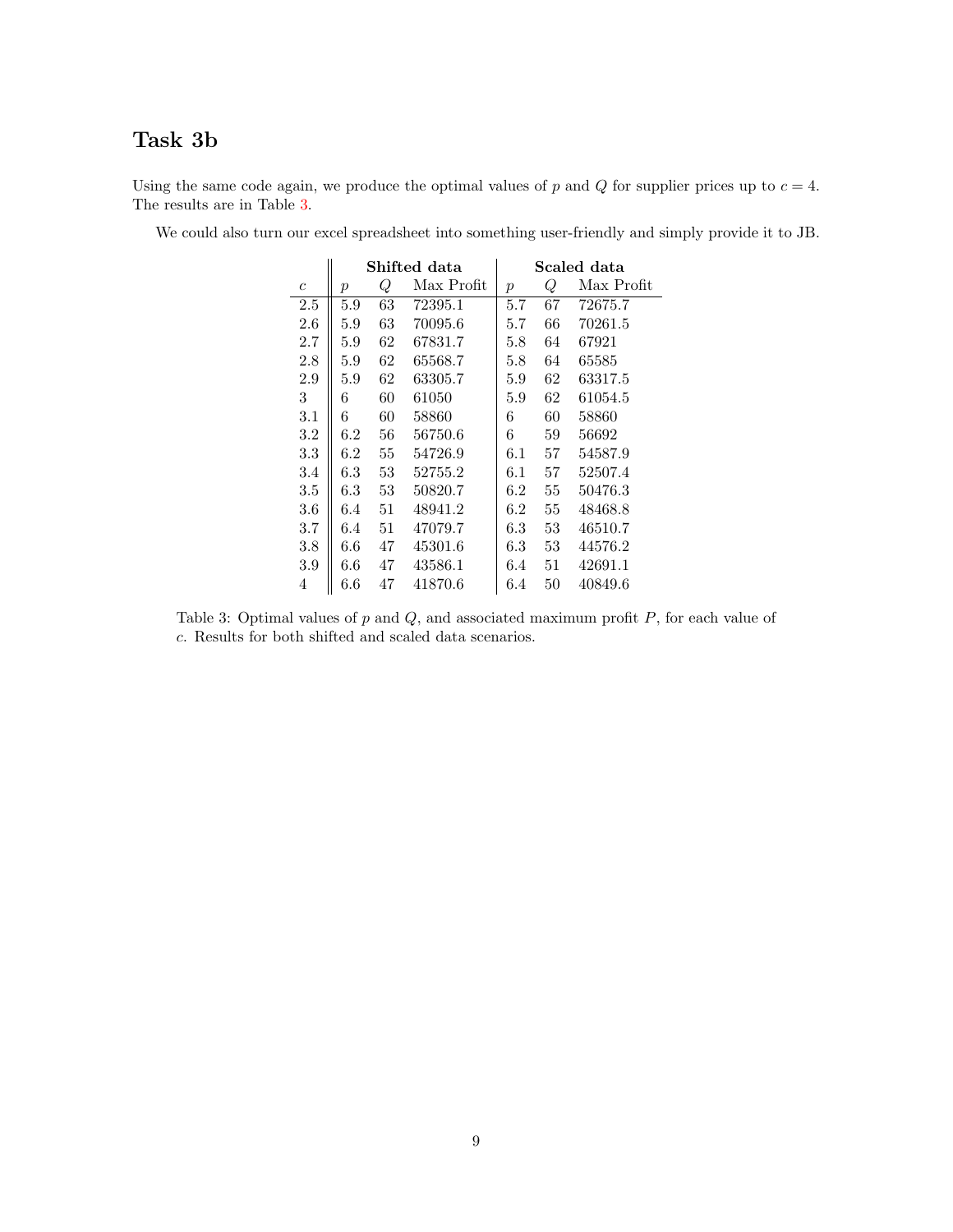## Task 3b

Using the same code again, we produce the optimal values of $p$ and $Q$ for supplier prices up to $c = 4$. The results are in Table 3.

We could also turn our excel spreadsheet into something user-friendly and simply provide it to JB.

| | **Shifted data** | | | **Scaled data** | | |
|---|---|---|---|---|---|---|
| $c$ | $p$ | $Q$ | Max Profit | $p$ | $Q$ | Max Profit |
| 2.5 | 5.9 | 63 | 72395.1 | 5.7 | 67 | 72675.7 |
| 2.6 | 5.9 | 63 | 70095.6 | 5.7 | 66 | 70261.5 |
| 2.7 | 5.9 | 62 | 67831.7 | 5.8 | 64 | 67921 |
| 2.8 | 5.9 | 62 | 65568.7 | 5.8 | 64 | 65585 |
| 2.9 | 5.9 | 62 | 63305.7 | 5.9 | 62 | 63317.5 |
| 3 | 6 | 60 | 61050 | 5.9 | 62 | 61054.5 |
| 3.1 | 6 | 60 | 58860 | 6 | 60 | 58860 |
| 3.2 | 6.2 | 56 | 56750.6 | 6 | 59 | 56692 |
| 3.3 | 6.2 | 55 | 54726.9 | 6.1 | 57 | 54587.9 |
| 3.4 | 6.3 | 53 | 52755.2 | 6.1 | 57 | 52507.4 |
| 3.5 | 6.3 | 53 | 50820.7 | 6.2 | 55 | 50476.3 |
| 3.6 | 6.4 | 51 | 48941.2 | 6.2 | 55 | 48468.8 |
| 3.7 | 6.4 | 51 | 47079.7 | 6.3 | 53 | 46510.7 |
| 3.8 | 6.6 | 47 | 45301.6 | 6.3 | 53 | 44576.2 |
| 3.9 | 6.6 | 47 | 43586.1 | 6.4 | 51 | 42691.1 |
| 4 | 6.6 | 47 | 41870.6 | 6.4 | 50 | 40849.6 |

Table 3: Optimal values of $p$ and $Q$, and associated maximum profit $P$, for each value of $c$. Results for both shifted and scaled data scenarios.